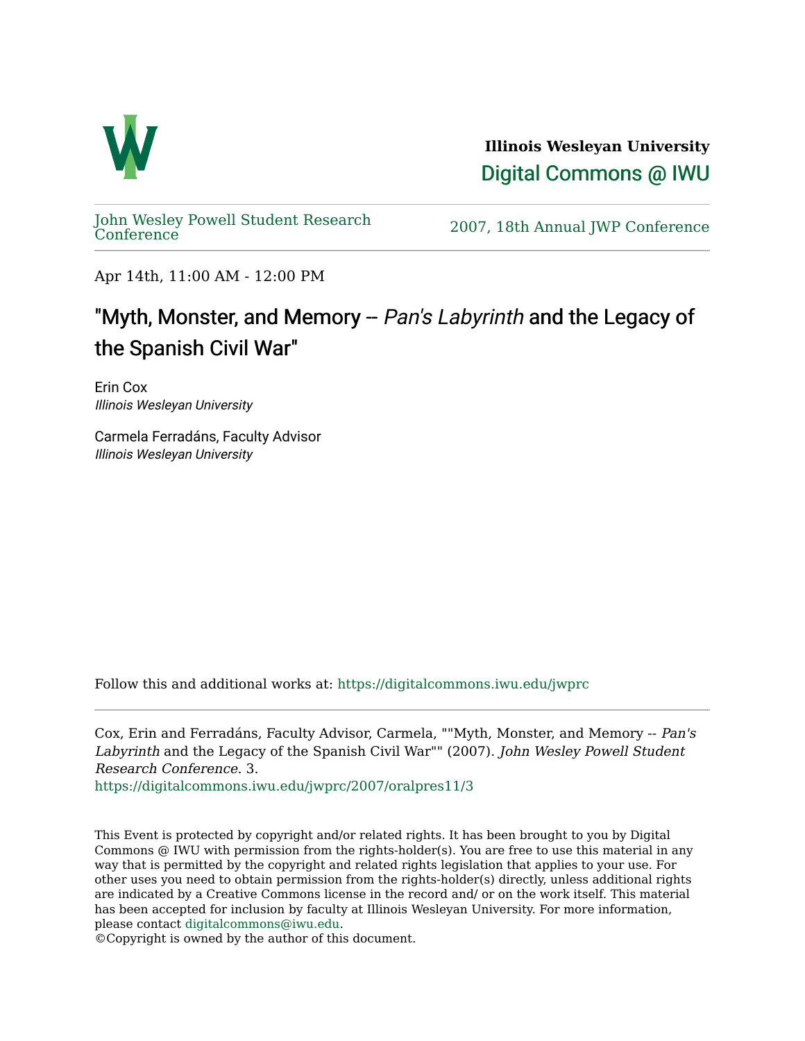**Illinois Wesleyan University**

Digital Commons @ IWU

John Wesley Powell Student Research Conference

2007, 18th Annual JWP Conference

Apr 14th, 11:00 AM - 12:00 PM

# "Myth, Monster, and Memory -- *Pan's Labyrinth* and the Legacy of the Spanish Civil War"

Erin Cox
*Illinois Wesleyan University*

Carmela Ferradáns, Faculty Advisor
*Illinois Wesleyan University*

Follow this and additional works at: https://digitalcommons.iwu.edu/jwprc

Cox, Erin and Ferradáns, Faculty Advisor, Carmela, ""Myth, Monster, and Memory -- *Pan's Labyrinth* and the Legacy of the Spanish Civil War"" (2007). *John Wesley Powell Student Research Conference*. 3.
https://digitalcommons.iwu.edu/jwprc/2007/oralpres11/3

This Event is protected by copyright and/or related rights. It has been brought to you by Digital Commons @ IWU with permission from the rights-holder(s). You are free to use this material in any way that is permitted by the copyright and related rights legislation that applies to your use. For other uses you need to obtain permission from the rights-holder(s) directly, unless additional rights are indicated by a Creative Commons license in the record and/ or on the work itself. This material has been accepted for inclusion by faculty at Illinois Wesleyan University. For more information, please contact digitalcommons@iwu.edu.
©Copyright is owned by the author of this document.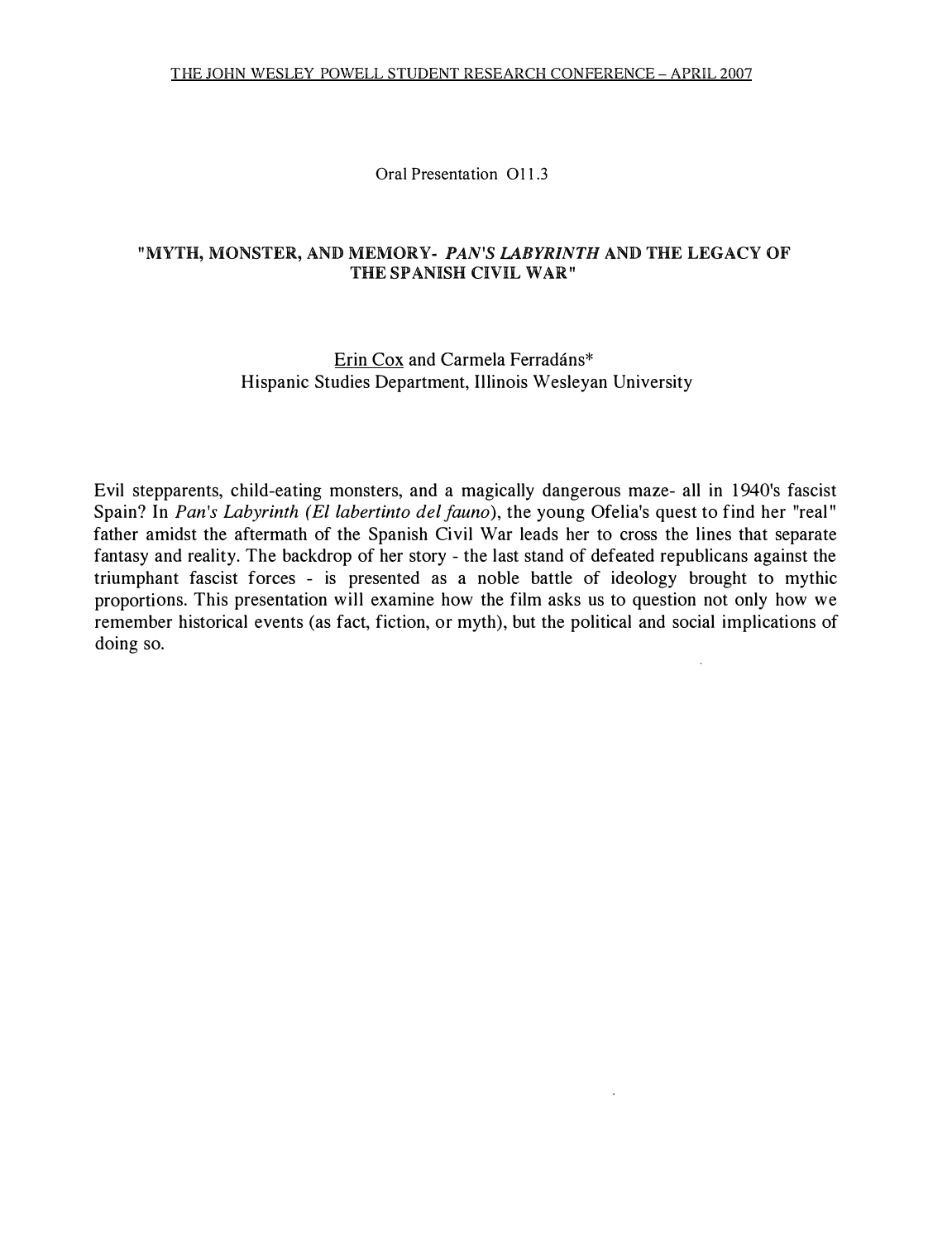Oral Presentation O11.3

## "MYTH, MONSTER, AND MEMORY- *PAN'S LABYRINTH* AND THE LEGACY OF THE SPANISH CIVIL WAR"

Erin Cox and Carmela Ferradáns*
Hispanic Studies Department, Illinois Wesleyan University

Evil stepparents, child-eating monsters, and a magically dangerous maze- all in 1940's fascist Spain? In *Pan's Labyrinth (El labertinto del fauno)*, the young Ofelia's quest to find her "real" father amidst the aftermath of the Spanish Civil War leads her to cross the lines that separate fantasy and reality. The backdrop of her story - the last stand of defeated republicans against the triumphant fascist forces - is presented as a noble battle of ideology brought to mythic proportions. This presentation will examine how the film asks us to question not only how we remember historical events (as fact, fiction, or myth), but the political and social implications of doing so.